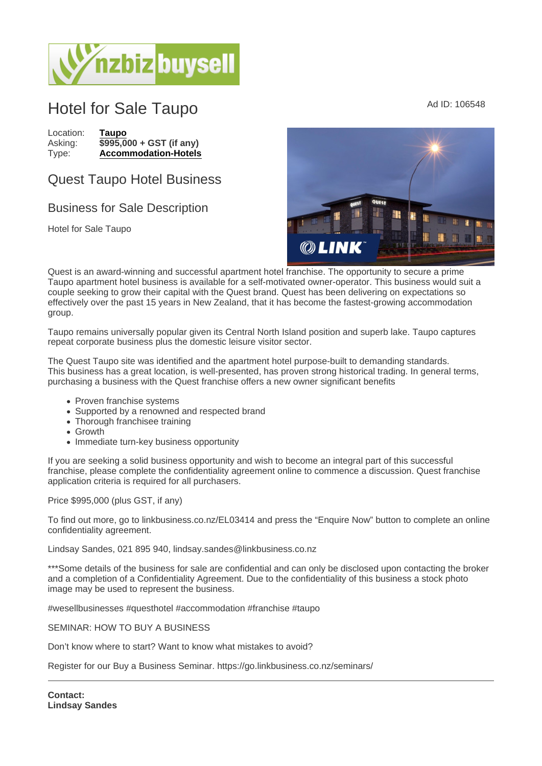# Hotel for Sale Taupo

Ad ID: 106548

Location: **Taupo**
Asking: **$995,000 + GST (if any)**
Type: **Accommodation-Hotels**

## Quest Taupo Hotel Business

## Business for Sale Description

Hotel for Sale Taupo

Quest is an award-winning and successful apartment hotel franchise. The opportunity to secure a prime Taupo apartment hotel business is available for a self-motivated owner-operator. This business would suit a couple seeking to grow their capital with the Quest brand. Quest has been delivering on expectations so effectively over the past 15 years in New Zealand, that it has become the fastest-growing accommodation group.

Taupo remains universally popular given its Central North Island position and superb lake. Taupo captures repeat corporate business plus the domestic leisure visitor sector.

The Quest Taupo site was identified and the apartment hotel purpose-built to demanding standards. This business has a great location, is well-presented, has proven strong historical trading. In general terms, purchasing a business with the Quest franchise offers a new owner significant benefits

- Proven franchise systems
- Supported by a renowned and respected brand
- Thorough franchisee training
- Growth
- Immediate turn-key business opportunity

If you are seeking a solid business opportunity and wish to become an integral part of this successful franchise, please complete the confidentiality agreement online to commence a discussion. Quest franchise application criteria is required for all purchasers.

Price $995,000 (plus GST, if any)

To find out more, go to linkbusiness.co.nz/EL03414 and press the "Enquire Now" button to complete an online confidentiality agreement.

Lindsay Sandes, 021 895 940, lindsay.sandes@linkbusiness.co.nz

***Some details of the business for sale are confidential and can only be disclosed upon contacting the broker and a completion of a Confidentiality Agreement. Due to the confidentiality of this business a stock photo image may be used to represent the business.

#wesellbusinesses #questhotel #accommodation #franchise #taupo

SEMINAR: HOW TO BUY A BUSINESS

Don't know where to start? Want to know what mistakes to avoid?

Register for our Buy a Business Seminar. https://go.linkbusiness.co.nz/seminars/

---

**Contact:**
**Lindsay Sandes**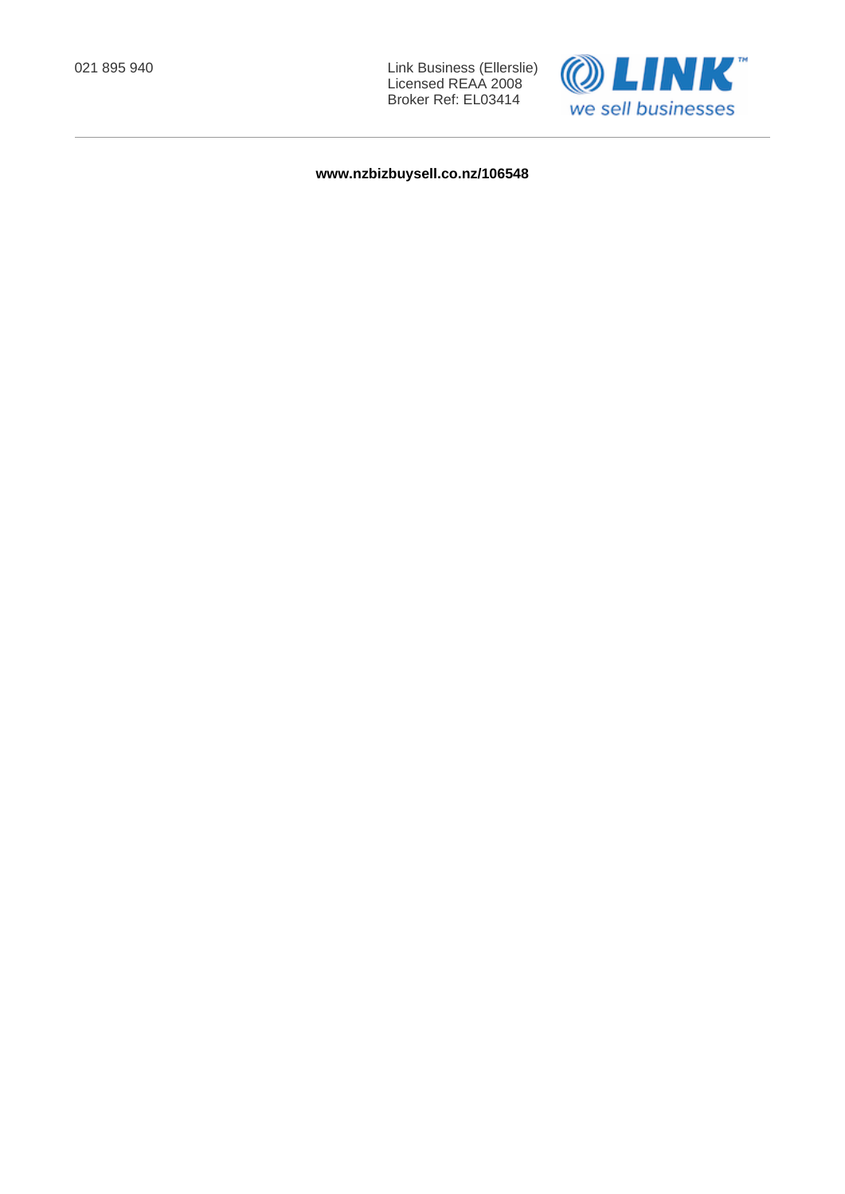**www.nzbizbuysell.co.nz/106548**